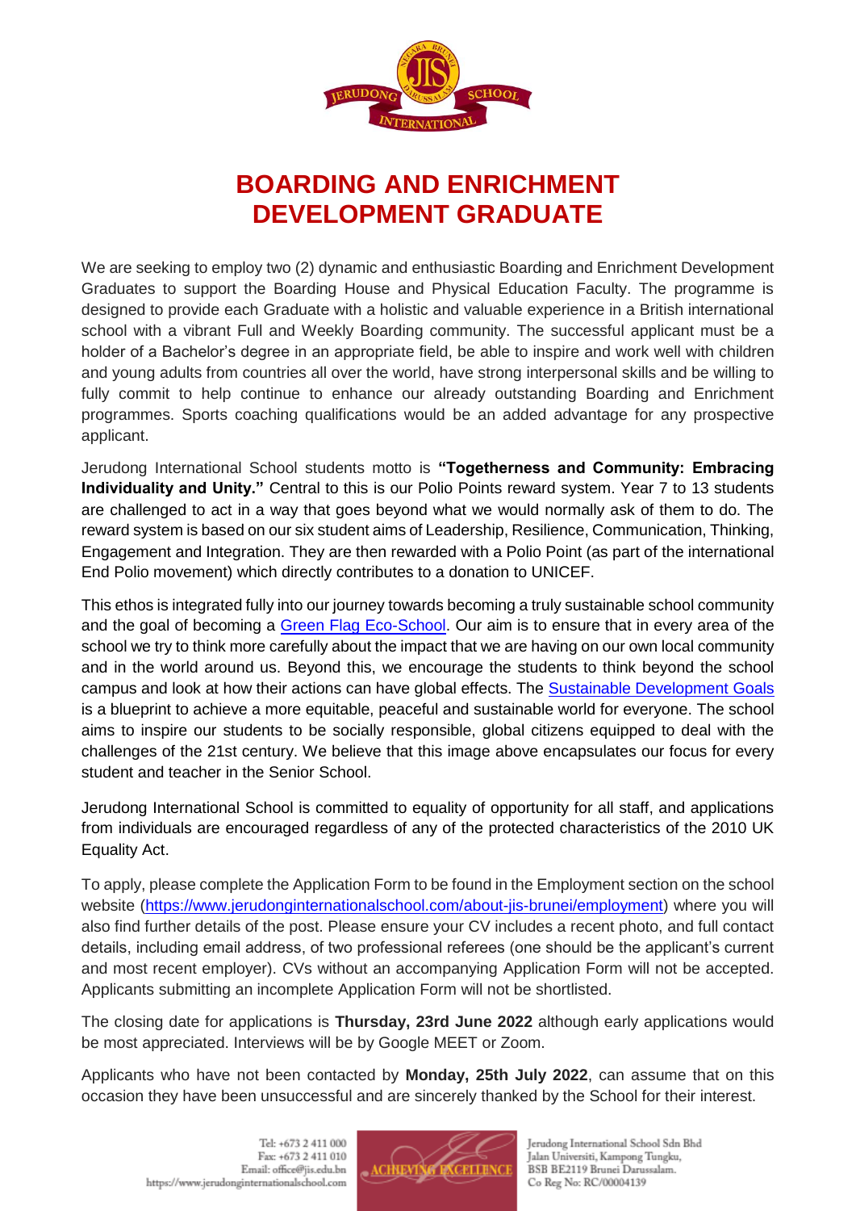# BOARDING AND ENRICHMENT DEVELOPMENT GRADUATE

We are seeking to employ two (2) dynamic and enthusiastic Boarding and Enrichment Development Graduates to support the Boarding House and Physical Education Faculty. The programme is designed to provide each Graduate with a holistic and valuable experience in a British international school with a vibrant Full and Weekly Boarding community. The successful applicant must be a holder of a Bachelor's degree in an appropriate field, be able to inspire and work well with children and young adults from countries all over the world, have strong interpersonal skills and be willing to fully commit to help continue to enhance our already outstanding Boarding and Enrichment programmes. Sports coaching qualifications would be an added advantage for any prospective applicant.

Jerudong International School students motto is **"Togetherness and Community: Embracing Individuality and Unity."** Central to this is our Polio Points reward system. Year 7 to 13 students are challenged to act in a way that goes beyond what we would normally ask of them to do. The reward system is based on our six student aims of Leadership, Resilience, Communication, Thinking, Engagement and Integration. They are then rewarded with a Polio Point (as part of the international End Polio movement) which directly contributes to a donation to UNICEF.

This ethos is integrated fully into our journey towards becoming a truly sustainable school community and the goal of becoming a Green Flag Eco-School. Our aim is to ensure that in every area of the school we try to think more carefully about the impact that we are having on our own local community and in the world around us. Beyond this, we encourage the students to think beyond the school campus and look at how their actions can have global effects. The Sustainable Development Goals is a blueprint to achieve a more equitable, peaceful and sustainable world for everyone. The school aims to inspire our students to be socially responsible, global citizens equipped to deal with the challenges of the 21st century. We believe that this image above encapsulates our focus for every student and teacher in the Senior School.

Jerudong International School is committed to equality of opportunity for all staff, and applications from individuals are encouraged regardless of any of the protected characteristics of the 2010 UK Equality Act.

To apply, please complete the Application Form to be found in the Employment section on the school website (https://www.jerudonginternationalschool.com/about-jis-brunei/employment) where you will also find further details of the post. Please ensure your CV includes a recent photo, and full contact details, including email address, of two professional referees (one should be the applicant's current and most recent employer). CVs without an accompanying Application Form will not be accepted. Applicants submitting an incomplete Application Form will not be shortlisted.

The closing date for applications is **Thursday, 23rd June 2022** although early applications would be most appreciated. Interviews will be by Google MEET or Zoom.

Applicants who have not been contacted by **Monday, 25th July 2022**, can assume that on this occasion they have been unsuccessful and are sincerely thanked by the School for their interest.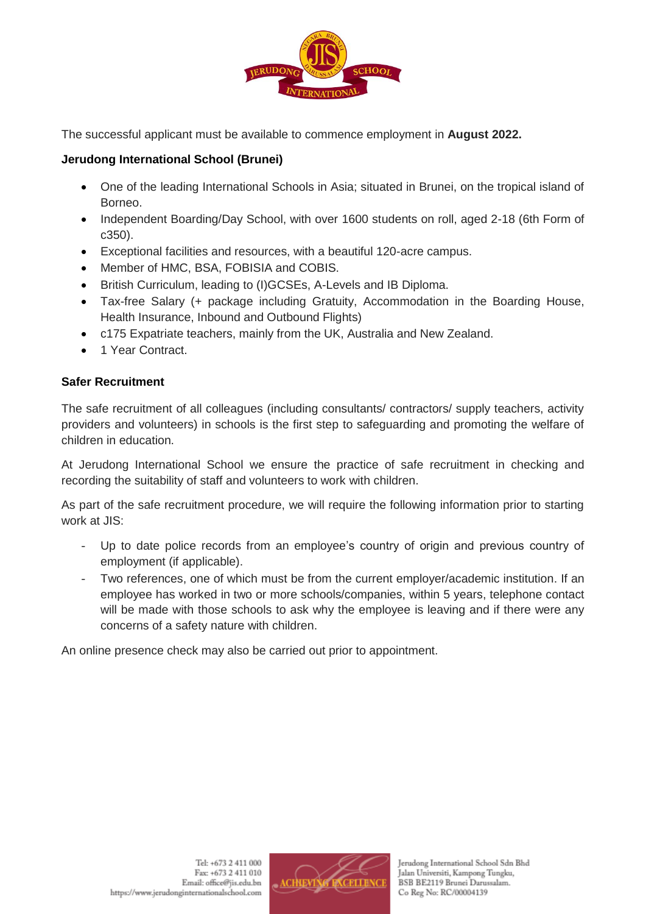The successful applicant must be available to commence employment in **August 2022.**

**Jerudong International School (Brunei)**

- One of the leading International Schools in Asia; situated in Brunei, on the tropical island of Borneo.
- Independent Boarding/Day School, with over 1600 students on roll, aged 2-18 (6th Form of c350).
- Exceptional facilities and resources, with a beautiful 120-acre campus.
- Member of HMC, BSA, FOBISIA and COBIS.
- British Curriculum, leading to (I)GCSEs, A-Levels and IB Diploma.
- Tax-free Salary (+ package including Gratuity, Accommodation in the Boarding House, Health Insurance, Inbound and Outbound Flights)
- c175 Expatriate teachers, mainly from the UK, Australia and New Zealand.
- 1 Year Contract.

**Safer Recruitment**

The safe recruitment of all colleagues (including consultants/ contractors/ supply teachers, activity providers and volunteers) in schools is the first step to safeguarding and promoting the welfare of children in education.

At Jerudong International School we ensure the practice of safe recruitment in checking and recording the suitability of staff and volunteers to work with children.

As part of the safe recruitment procedure, we will require the following information prior to starting work at JIS:

- Up to date police records from an employee's country of origin and previous country of employment (if applicable).
- Two references, one of which must be from the current employer/academic institution. If an employee has worked in two or more schools/companies, within 5 years, telephone contact will be made with those schools to ask why the employee is leaving and if there were any concerns of a safety nature with children.

An online presence check may also be carried out prior to appointment.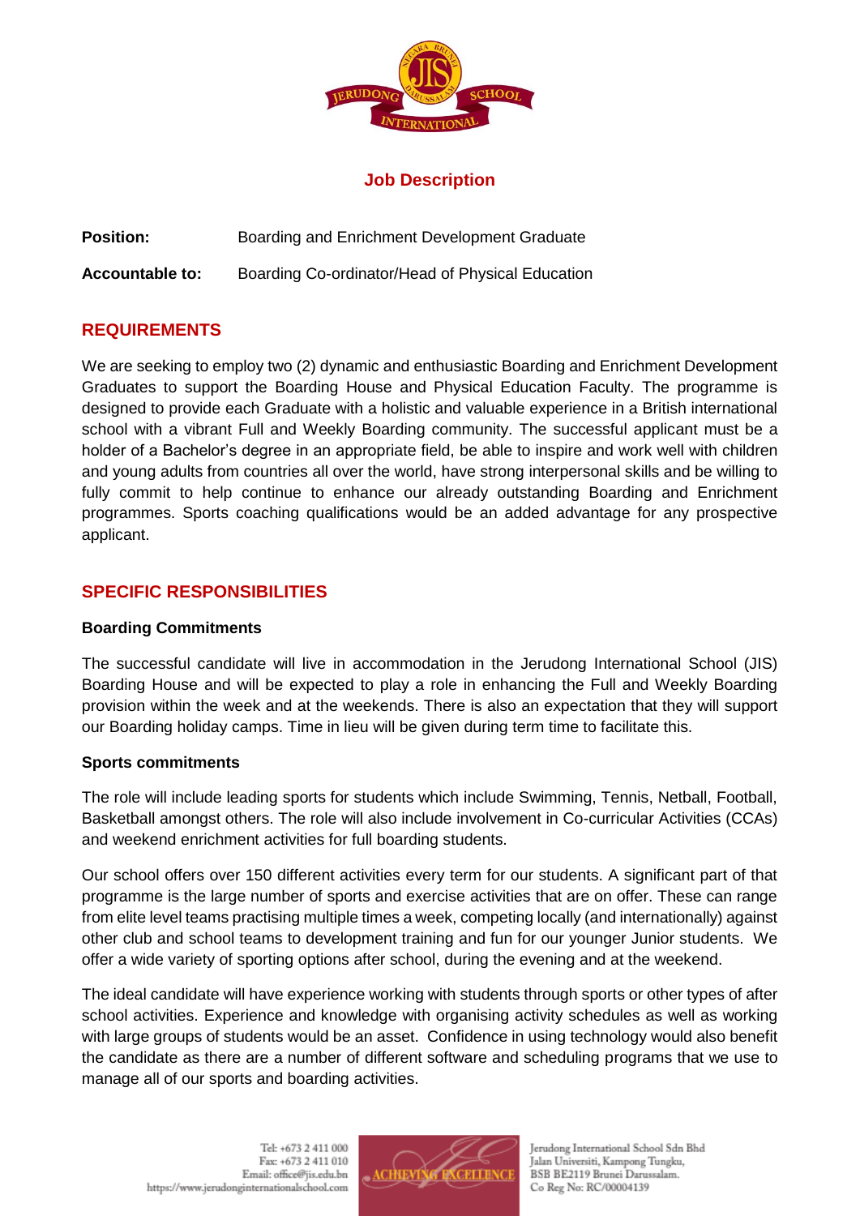## Job Description

**Position:** Boarding and Enrichment Development Graduate

**Accountable to:** Boarding Co-ordinator/Head of Physical Education

## REQUIREMENTS

We are seeking to employ two (2) dynamic and enthusiastic Boarding and Enrichment Development Graduates to support the Boarding House and Physical Education Faculty. The programme is designed to provide each Graduate with a holistic and valuable experience in a British international school with a vibrant Full and Weekly Boarding community. The successful applicant must be a holder of a Bachelor's degree in an appropriate field, be able to inspire and work well with children and young adults from countries all over the world, have strong interpersonal skills and be willing to fully commit to help continue to enhance our already outstanding Boarding and Enrichment programmes. Sports coaching qualifications would be an added advantage for any prospective applicant.

## SPECIFIC RESPONSIBILITIES

### Boarding Commitments

The successful candidate will live in accommodation in the Jerudong International School (JIS) Boarding House and will be expected to play a role in enhancing the Full and Weekly Boarding provision within the week and at the weekends. There is also an expectation that they will support our Boarding holiday camps. Time in lieu will be given during term time to facilitate this.

### Sports commitments

The role will include leading sports for students which include Swimming, Tennis, Netball, Football, Basketball amongst others. The role will also include involvement in Co-curricular Activities (CCAs) and weekend enrichment activities for full boarding students.

Our school offers over 150 different activities every term for our students. A significant part of that programme is the large number of sports and exercise activities that are on offer. These can range from elite level teams practising multiple times a week, competing locally (and internationally) against other club and school teams to development training and fun for our younger Junior students. We offer a wide variety of sporting options after school, during the evening and at the weekend.

The ideal candidate will have experience working with students through sports or other types of after school activities. Experience and knowledge with organising activity schedules as well as working with large groups of students would be an asset. Confidence in using technology would also benefit the candidate as there are a number of different software and scheduling programs that we use to manage all of our sports and boarding activities.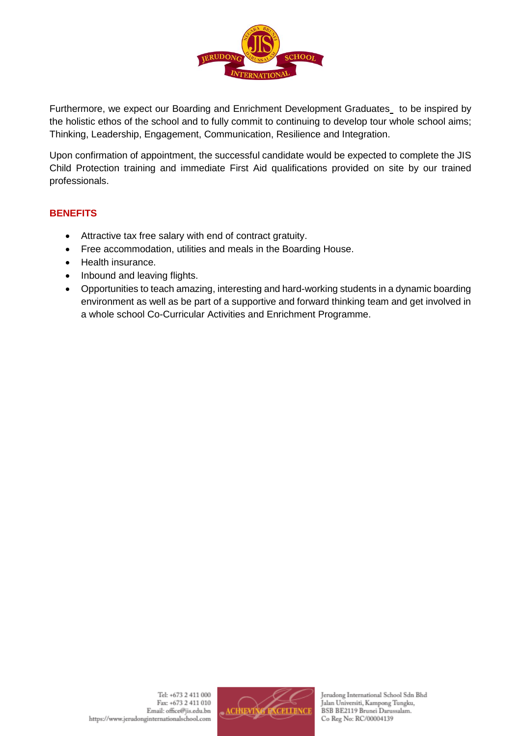Furthermore, we expect our Boarding and Enrichment Development Graduates  to be inspired by the holistic ethos of the school and to fully commit to continuing to develop tour whole school aims; Thinking, Leadership, Engagement, Communication, Resilience and Integration.

Upon confirmation of appointment, the successful candidate would be expected to complete the JIS Child Protection training and immediate First Aid qualifications provided on site by our trained professionals.

## BENEFITS

- Attractive tax free salary with end of contract gratuity.
- Free accommodation, utilities and meals in the Boarding House.
- Health insurance.
- Inbound and leaving flights.
- Opportunities to teach amazing, interesting and hard-working students in a dynamic boarding environment as well as be part of a supportive and forward thinking team and get involved in a whole school Co-Curricular Activities and Enrichment Programme.